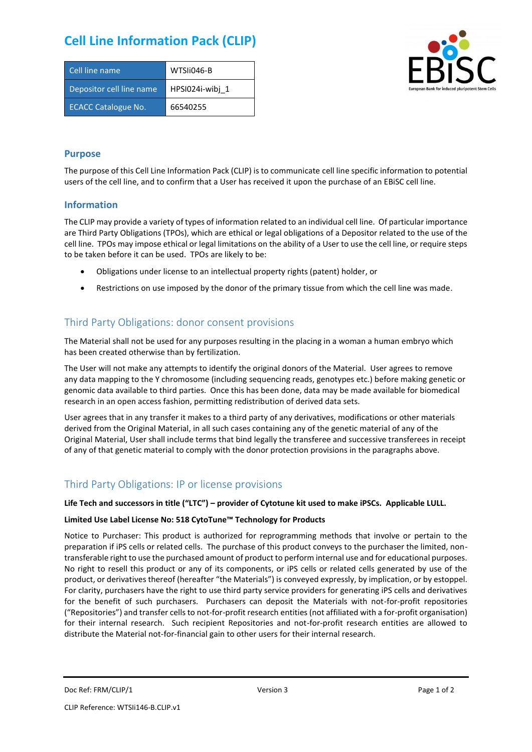# Cell Line Information Pack (CLIP)

| Cell line name | WTSIi046-B |
|---|---|
| Depositor cell line name | HPSI024i-wibj_1 |
| ECACC Catalogue No. | 66540255 |

## Purpose

The purpose of this Cell Line Information Pack (CLIP) is to communicate cell line specific information to potential users of the cell line, and to confirm that a User has received it upon the purchase of an EBiSC cell line.

## Information

The CLIP may provide a variety of types of information related to an individual cell line. Of particular importance are Third Party Obligations (TPOs), which are ethical or legal obligations of a Depositor related to the use of the cell line. TPOs may impose ethical or legal limitations on the ability of a User to use the cell line, or require steps to be taken before it can be used. TPOs are likely to be:

- Obligations under license to an intellectual property rights (patent) holder, or
- Restrictions on use imposed by the donor of the primary tissue from which the cell line was made.

## Third Party Obligations: donor consent provisions

The Material shall not be used for any purposes resulting in the placing in a woman a human embryo which has been created otherwise than by fertilization.

The User will not make any attempts to identify the original donors of the Material. User agrees to remove any data mapping to the Y chromosome (including sequencing reads, genotypes etc.) before making genetic or genomic data available to third parties. Once this has been done, data may be made available for biomedical research in an open access fashion, permitting redistribution of derived data sets.

User agrees that in any transfer it makes to a third party of any derivatives, modifications or other materials derived from the Original Material, in all such cases containing any of the genetic material of any of the Original Material, User shall include terms that bind legally the transferee and successive transferees in receipt of any of that genetic material to comply with the donor protection provisions in the paragraphs above.

## Third Party Obligations: IP or license provisions

**Life Tech and successors in title ("LTC") – provider of Cytotune kit used to make iPSCs. Applicable LULL.**

**Limited Use Label License No: 518 CytoTune™ Technology for Products**

Notice to Purchaser: This product is authorized for reprogramming methods that involve or pertain to the preparation if iPS cells or related cells. The purchase of this product conveys to the purchaser the limited, non-transferable right to use the purchased amount of product to perform internal use and for educational purposes. No right to resell this product or any of its components, or iPS cells or related cells generated by use of the product, or derivatives thereof (hereafter "the Materials") is conveyed expressly, by implication, or by estoppel. For clarity, purchasers have the right to use third party service providers for generating iPS cells and derivatives for the benefit of such purchasers. Purchasers can deposit the Materials with not-for-profit repositories ("Repositories") and transfer cells to not-for-profit research entities (not affiliated with a for-profit organisation) for their internal research. Such recipient Repositories and not-for-profit research entities are allowed to distribute the Material not-for-financial gain to other users for their internal research.

Doc Ref: FRM/CLIP/1 — Version 3

CLIP Reference: WTSIi146-B.CLIP.v1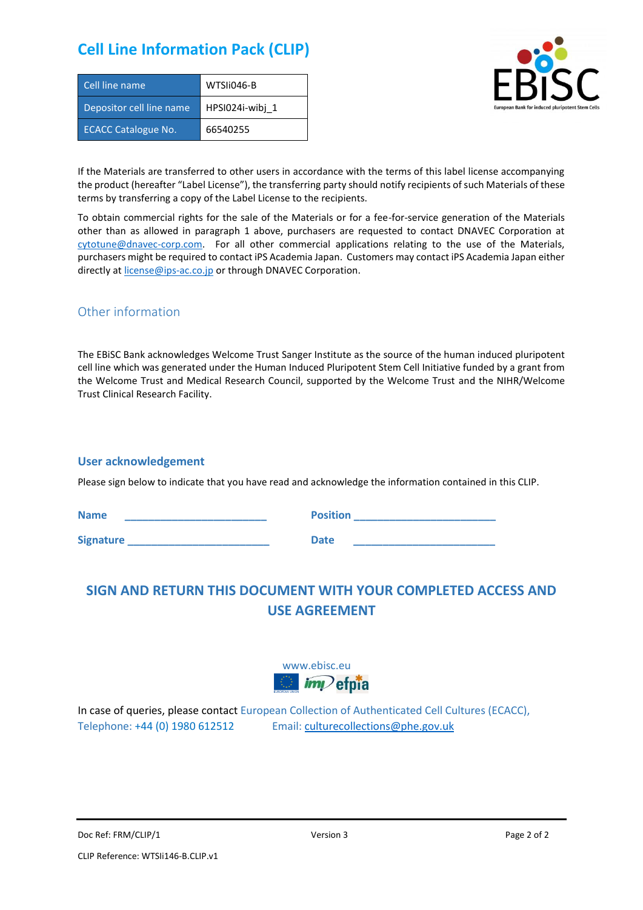# Cell Line Information Pack (CLIP)

| | |
|---|---|
| Cell line name | WTSIi046-B |
| Depositor cell line name | HPSI024i-wibj_1 |
| ECACC Catalogue No. | 66540255 |

If the Materials are transferred to other users in accordance with the terms of this label license accompanying the product (hereafter "Label License"), the transferring party should notify recipients of such Materials of these terms by transferring a copy of the Label License to the recipients.

To obtain commercial rights for the sale of the Materials or for a fee-for-service generation of the Materials other than as allowed in paragraph 1 above, purchasers are requested to contact DNAVEC Corporation at cytotune@dnavec-corp.com. For all other commercial applications relating to the use of the Materials, purchasers might be required to contact iPS Academia Japan. Customers may contact iPS Academia Japan either directly at license@ips-ac.co.jp or through DNAVEC Corporation.

## Other information

The EBiSC Bank acknowledges Welcome Trust Sanger Institute as the source of the human induced pluripotent cell line which was generated under the Human Induced Pluripotent Stem Cell Initiative funded by a grant from the Welcome Trust and Medical Research Council, supported by the Welcome Trust and the NIHR/Welcome Trust Clinical Research Facility.

## User acknowledgement

Please sign below to indicate that you have read and acknowledge the information contained in this CLIP.

**Name** __________________________ **Position** __________________________

**Signature** __________________________ **Date** __________________________

## SIGN AND RETURN THIS DOCUMENT WITH YOUR COMPLETED ACCESS AND USE AGREEMENT

www.ebisc.eu

In case of queries, please contact European Collection of Authenticated Cell Cultures (ECACC), Telephone: +44 (0) 1980 612512 Email: culturecollections@phe.gov.uk

Doc Ref: FRM/CLIP/1 Version 3

CLIP Reference: WTSIi146-B.CLIP.v1